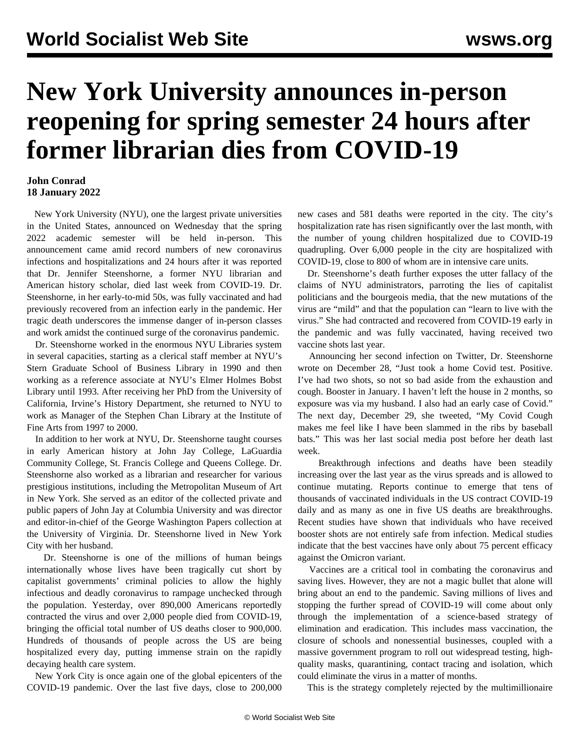# New York University announces in-person reopening for spring semester 24 hours after former librarian dies from COVID-19

**John Conrad**
**18 January 2022**

New York University (NYU), one the largest private universities in the United States, announced on Wednesday that the spring 2022 academic semester will be held in-person. This announcement came amid record numbers of new coronavirus infections and hospitalizations and 24 hours after it was reported that Dr. Jennifer Steenshorne, a former NYU librarian and American history scholar, died last week from COVID-19. Dr. Steenshorne, in her early-to-mid 50s, was fully vaccinated and had previously recovered from an infection early in the pandemic. Her tragic death underscores the immense danger of in-person classes and work amidst the continued surge of the coronavirus pandemic.

Dr. Steenshorne worked in the enormous NYU Libraries system in several capacities, starting as a clerical staff member at NYU's Stern Graduate School of Business Library in 1990 and then working as a reference associate at NYU's Elmer Holmes Bobst Library until 1993. After receiving her PhD from the University of California, Irvine's History Department, she returned to NYU to work as Manager of the Stephen Chan Library at the Institute of Fine Arts from 1997 to 2000.

In addition to her work at NYU, Dr. Steenshorne taught courses in early American history at John Jay College, LaGuardia Community College, St. Francis College and Queens College. Dr. Steenshorne also worked as a librarian and researcher for various prestigious institutions, including the Metropolitan Museum of Art in New York. She served as an editor of the collected private and public papers of John Jay at Columbia University and was director and editor-in-chief of the George Washington Papers collection at the University of Virginia. Dr. Steenshorne lived in New York City with her husband.

Dr. Steenshorne is one of the millions of human beings internationally whose lives have been tragically cut short by capitalist governments' criminal policies to allow the highly infectious and deadly coronavirus to rampage unchecked through the population. Yesterday, over 890,000 Americans reportedly contracted the virus and over 2,000 people died from COVID-19, bringing the official total number of US deaths closer to 900,000. Hundreds of thousands of people across the US are being hospitalized every day, putting immense strain on the rapidly decaying health care system.

New York City is once again one of the global epicenters of the COVID-19 pandemic. Over the last five days, close to 200,000 new cases and 581 deaths were reported in the city. The city's hospitalization rate has risen significantly over the last month, with the number of young children hospitalized due to COVID-19 quadrupling. Over 6,000 people in the city are hospitalized with COVID-19, close to 800 of whom are in intensive care units.

Dr. Steenshorne's death further exposes the utter fallacy of the claims of NYU administrators, parroting the lies of capitalist politicians and the bourgeois media, that the new mutations of the virus are "mild" and that the population can "learn to live with the virus." She had contracted and recovered from COVID-19 early in the pandemic and was fully vaccinated, having received two vaccine shots last year.

Announcing her second infection on Twitter, Dr. Steenshorne wrote on December 28, "Just took a home Covid test. Positive. I've had two shots, so not so bad aside from the exhaustion and cough. Booster in January. I haven't left the house in 2 months, so exposure was via my husband. I also had an early case of Covid." The next day, December 29, she tweeted, "My Covid Cough makes me feel like I have been slammed in the ribs by baseball bats." This was her last social media post before her death last week.

Breakthrough infections and deaths have been steadily increasing over the last year as the virus spreads and is allowed to continue mutating. Reports continue to emerge that tens of thousands of vaccinated individuals in the US contract COVID-19 daily and as many as one in five US deaths are breakthroughs. Recent studies have shown that individuals who have received booster shots are not entirely safe from infection. Medical studies indicate that the best vaccines have only about 75 percent efficacy against the Omicron variant.

Vaccines are a critical tool in combating the coronavirus and saving lives. However, they are not a magic bullet that alone will bring about an end to the pandemic. Saving millions of lives and stopping the further spread of COVID-19 will come about only through the implementation of a science-based strategy of elimination and eradication. This includes mass vaccination, the closure of schools and nonessential businesses, coupled with a massive government program to roll out widespread testing, high-quality masks, quarantining, contact tracing and isolation, which could eliminate the virus in a matter of months.

This is the strategy completely rejected by the multimillionaire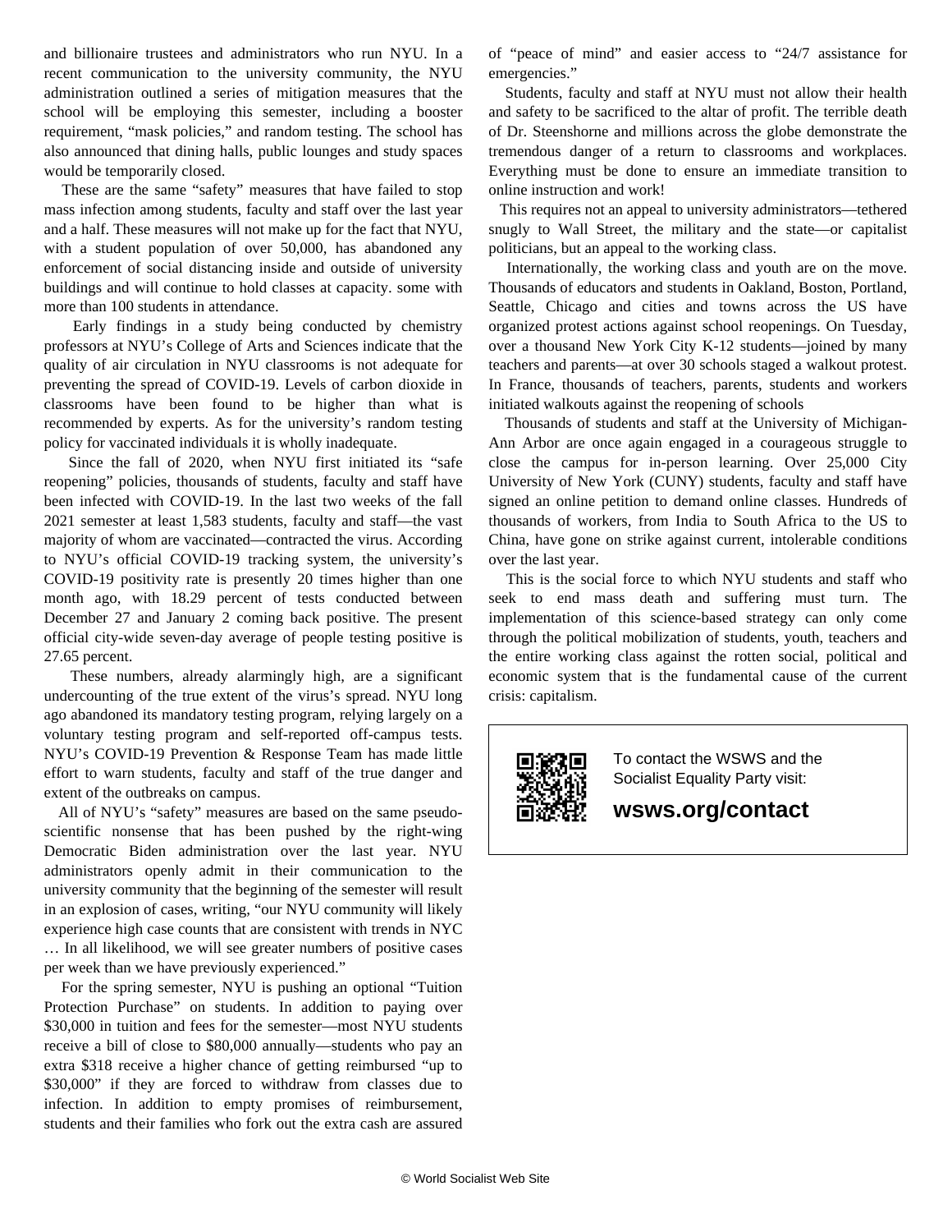and billionaire trustees and administrators who run NYU. In a recent communication to the university community, the NYU administration outlined a series of mitigation measures that the school will be employing this semester, including a booster requirement, "mask policies," and random testing. The school has also announced that dining halls, public lounges and study spaces would be temporarily closed.

These are the same "safety" measures that have failed to stop mass infection among students, faculty and staff over the last year and a half. These measures will not make up for the fact that NYU, with a student population of over 50,000, has abandoned any enforcement of social distancing inside and outside of university buildings and will continue to hold classes at capacity. some with more than 100 students in attendance.

Early findings in a study being conducted by chemistry professors at NYU's College of Arts and Sciences indicate that the quality of air circulation in NYU classrooms is not adequate for preventing the spread of COVID-19. Levels of carbon dioxide in classrooms have been found to be higher than what is recommended by experts. As for the university's random testing policy for vaccinated individuals it is wholly inadequate.

Since the fall of 2020, when NYU first initiated its "safe reopening" policies, thousands of students, faculty and staff have been infected with COVID-19. In the last two weeks of the fall 2021 semester at least 1,583 students, faculty and staff—the vast majority of whom are vaccinated—contracted the virus. According to NYU's official COVID-19 tracking system, the university's COVID-19 positivity rate is presently 20 times higher than one month ago, with 18.29 percent of tests conducted between December 27 and January 2 coming back positive. The present official city-wide seven-day average of people testing positive is 27.65 percent.

These numbers, already alarmingly high, are a significant undercounting of the true extent of the virus's spread. NYU long ago abandoned its mandatory testing program, relying largely on a voluntary testing program and self-reported off-campus tests. NYU's COVID-19 Prevention & Response Team has made little effort to warn students, faculty and staff of the true danger and extent of the outbreaks on campus.

All of NYU's "safety" measures are based on the same pseudo-scientific nonsense that has been pushed by the right-wing Democratic Biden administration over the last year. NYU administrators openly admit in their communication to the university community that the beginning of the semester will result in an explosion of cases, writing, "our NYU community will likely experience high case counts that are consistent with trends in NYC … In all likelihood, we will see greater numbers of positive cases per week than we have previously experienced."

For the spring semester, NYU is pushing an optional "Tuition Protection Purchase" on students. In addition to paying over $30,000 in tuition and fees for the semester—most NYU students receive a bill of close to $80,000 annually—students who pay an extra $318 receive a higher chance of getting reimbursed "up to $30,000" if they are forced to withdraw from classes due to infection. In addition to empty promises of reimbursement, students and their families who fork out the extra cash are assured of "peace of mind" and easier access to "24/7 assistance for emergencies."

Students, faculty and staff at NYU must not allow their health and safety to be sacrificed to the altar of profit. The terrible death of Dr. Steenshorne and millions across the globe demonstrate the tremendous danger of a return to classrooms and workplaces. Everything must be done to ensure an immediate transition to online instruction and work!

This requires not an appeal to university administrators—tethered snugly to Wall Street, the military and the state—or capitalist politicians, but an appeal to the working class.

Internationally, the working class and youth are on the move. Thousands of educators and students in Oakland, Boston, Portland, Seattle, Chicago and cities and towns across the US have organized protest actions against school reopenings. On Tuesday, over a thousand New York City K-12 students—joined by many teachers and parents—at over 30 schools staged a walkout protest. In France, thousands of teachers, parents, students and workers initiated walkouts against the reopening of schools

Thousands of students and staff at the University of Michigan-Ann Arbor are once again engaged in a courageous struggle to close the campus for in-person learning. Over 25,000 City University of New York (CUNY) students, faculty and staff have signed an online petition to demand online classes. Hundreds of thousands of workers, from India to South Africa to the US to China, have gone on strike against current, intolerable conditions over the last year.

This is the social force to which NYU students and staff who seek to end mass death and suffering must turn. The implementation of this science-based strategy can only come through the political mobilization of students, youth, teachers and the entire working class against the rotten social, political and economic system that is the fundamental cause of the current crisis: capitalism.

To contact the WSWS and the Socialist Equality Party visit:

**wsws.org/contact**